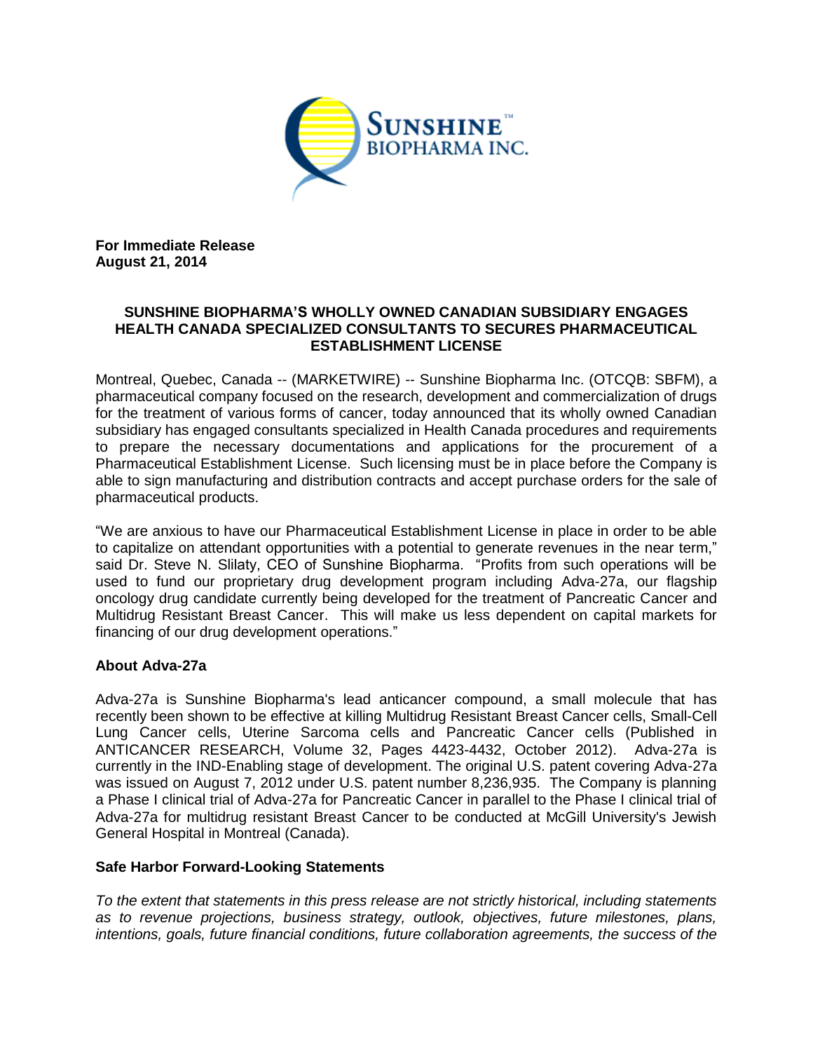**For Immediate Release**
**August 21, 2014**

# SUNSHINE BIOPHARMA'S WHOLLY OWNED CANADIAN SUBSIDIARY ENGAGES HEALTH CANADA SPECIALIZED CONSULTANTS TO SECURES PHARMACEUTICAL ESTABLISHMENT LICENSE

Montreal, Quebec, Canada -- (MARKETWIRE) -- Sunshine Biopharma Inc. (OTCQB: SBFM), a pharmaceutical company focused on the research, development and commercialization of drugs for the treatment of various forms of cancer, today announced that its wholly owned Canadian subsidiary has engaged consultants specialized in Health Canada procedures and requirements to prepare the necessary documentations and applications for the procurement of a Pharmaceutical Establishment License. Such licensing must be in place before the Company is able to sign manufacturing and distribution contracts and accept purchase orders for the sale of pharmaceutical products.

"We are anxious to have our Pharmaceutical Establishment License in place in order to be able to capitalize on attendant opportunities with a potential to generate revenues in the near term," said Dr. Steve N. Slilaty, CEO of Sunshine Biopharma. "Profits from such operations will be used to fund our proprietary drug development program including Adva-27a, our flagship oncology drug candidate currently being developed for the treatment of Pancreatic Cancer and Multidrug Resistant Breast Cancer. This will make us less dependent on capital markets for financing of our drug development operations."

## About Adva-27a

Adva-27a is Sunshine Biopharma's lead anticancer compound, a small molecule that has recently been shown to be effective at killing Multidrug Resistant Breast Cancer cells, Small-Cell Lung Cancer cells, Uterine Sarcoma cells and Pancreatic Cancer cells (Published in ANTICANCER RESEARCH, Volume 32, Pages 4423-4432, October 2012). Adva-27a is currently in the IND-Enabling stage of development. The original U.S. patent covering Adva-27a was issued on August 7, 2012 under U.S. patent number 8,236,935. The Company is planning a Phase I clinical trial of Adva-27a for Pancreatic Cancer in parallel to the Phase I clinical trial of Adva-27a for multidrug resistant Breast Cancer to be conducted at McGill University's Jewish General Hospital in Montreal (Canada).

## Safe Harbor Forward-Looking Statements

*To the extent that statements in this press release are not strictly historical, including statements as to revenue projections, business strategy, outlook, objectives, future milestones, plans, intentions, goals, future financial conditions, future collaboration agreements, the success of the*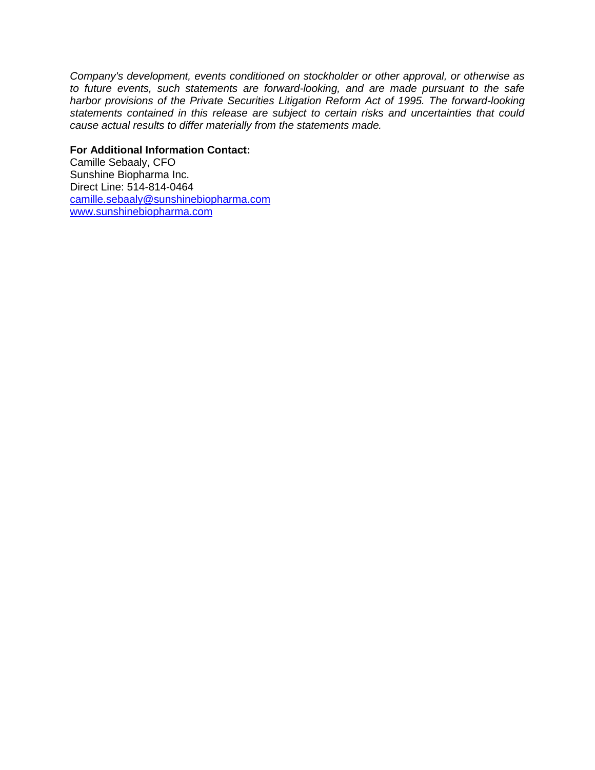*Company's development, events conditioned on stockholder or other approval, or otherwise as to future events, such statements are forward-looking, and are made pursuant to the safe harbor provisions of the Private Securities Litigation Reform Act of 1995. The forward-looking statements contained in this release are subject to certain risks and uncertainties that could cause actual results to differ materially from the statements made.*

**For Additional Information Contact:**
Camille Sebaaly, CFO
Sunshine Biopharma Inc.
Direct Line: 514-814-0464
camille.sebaaly@sunshinebiopharma.com
www.sunshinebiopharma.com